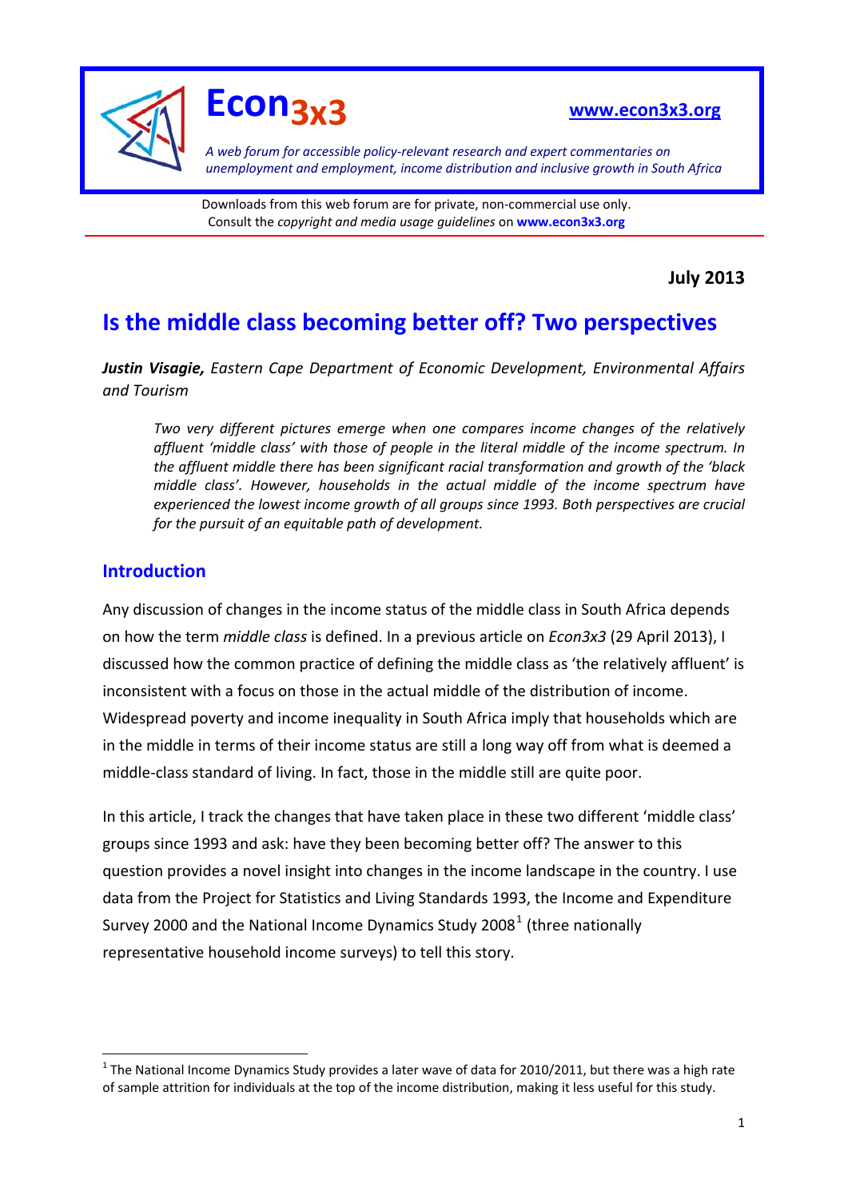# Econ3x3

**www.econ3x3.org**

*A web forum for accessible policy-relevant research and expert commentaries on unemployment and employment, income distribution and inclusive growth in South Africa*

Downloads from this web forum are for private, non-commercial use only. Consult the *copyright and media usage guidelines* on **www.econ3x3.org**

**July 2013**

# Is the middle class becoming better off? Two perspectives

***Justin Visagie,*** *Eastern Cape Department of Economic Development, Environmental Affairs and Tourism*

> *Two very different pictures emerge when one compares income changes of the relatively affluent 'middle class' with those of people in the literal middle of the income spectrum. In the affluent middle there has been significant racial transformation and growth of the 'black middle class'. However, households in the actual middle of the income spectrum have experienced the lowest income growth of all groups since 1993. Both perspectives are crucial for the pursuit of an equitable path of development.*

## Introduction

Any discussion of changes in the income status of the middle class in South Africa depends on how the term *middle class* is defined. In a previous article on *Econ3x3* (29 April 2013), I discussed how the common practice of defining the middle class as 'the relatively affluent' is inconsistent with a focus on those in the actual middle of the distribution of income. Widespread poverty and income inequality in South Africa imply that households which are in the middle in terms of their income status are still a long way off from what is deemed a middle-class standard of living. In fact, those in the middle still are quite poor.

In this article, I track the changes that have taken place in these two different 'middle class' groups since 1993 and ask: have they been becoming better off? The answer to this question provides a novel insight into changes in the income landscape in the country. I use data from the Project for Statistics and Living Standards 1993, the Income and Expenditure Survey 2000 and the National Income Dynamics Study 2008[1] (three nationally representative household income surveys) to tell this story.

[1] The National Income Dynamics Study provides a later wave of data for 2010/2011, but there was a high rate of sample attrition for individuals at the top of the income distribution, making it less useful for this study.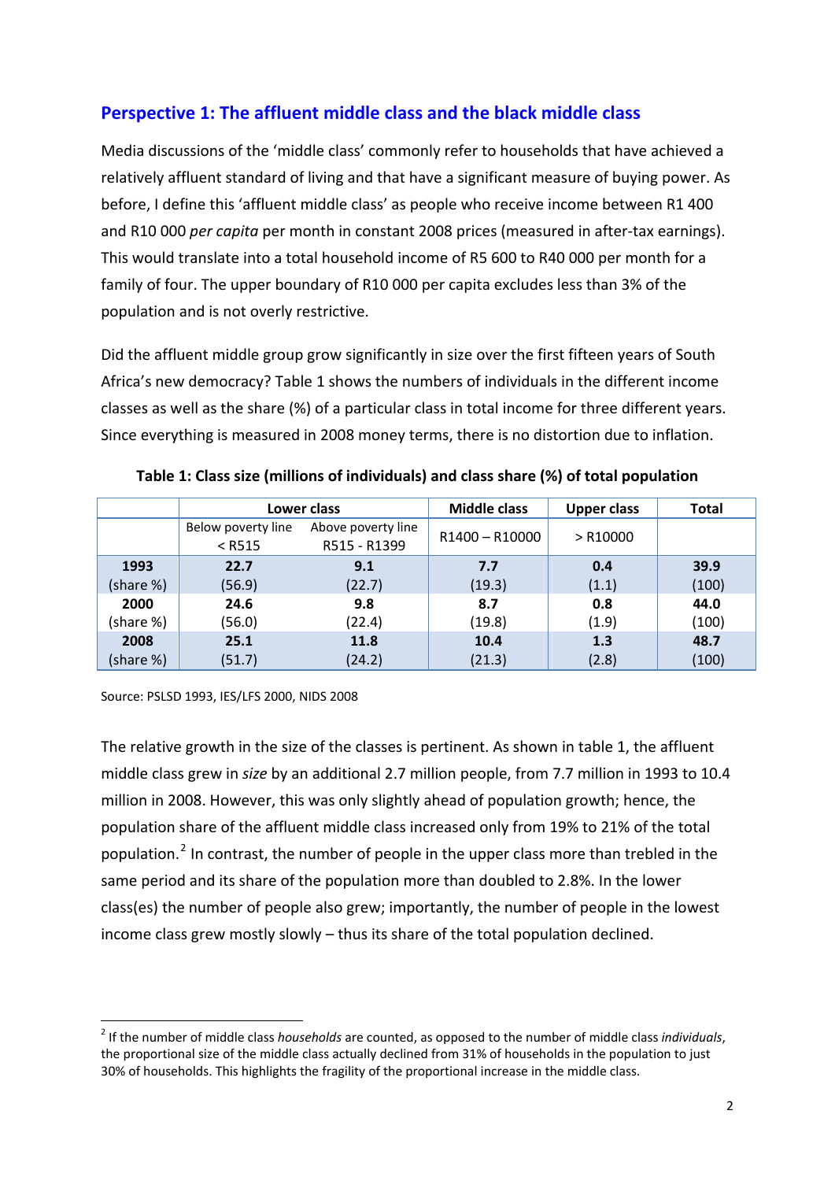## Perspective 1: The affluent middle class and the black middle class

Media discussions of the 'middle class' commonly refer to households that have achieved a relatively affluent standard of living and that have a significant measure of buying power. As before, I define this 'affluent middle class' as people who receive income between R1 400 and R10 000 *per capita* per month in constant 2008 prices (measured in after-tax earnings). This would translate into a total household income of R5 600 to R40 000 per month for a family of four. The upper boundary of R10 000 per capita excludes less than 3% of the population and is not overly restrictive.

Did the affluent middle group grow significantly in size over the first fifteen years of South Africa's new democracy? Table 1 shows the numbers of individuals in the different income classes as well as the share (%) of a particular class in total income for three different years. Since everything is measured in 2008 money terms, there is no distortion due to inflation.

**Table 1: Class size (millions of individuals) and class share (%) of total population**

| | Lower class | | Middle class | Upper class | Total |
|---|---|---|---|---|---|
| | Below poverty line < R515 | Above poverty line R515 - R1399 | R1400 – R10000 | > R10000 | |
| **1993** (share %) | **22.7** (56.9) | **9.1** (22.7) | **7.7** (19.3) | **0.4** (1.1) | **39.9** (100) |
| **2000** (share %) | **24.6** (56.0) | **9.8** (22.4) | **8.7** (19.8) | **0.8** (1.9) | **44.0** (100) |
| **2008** (share %) | **25.1** (51.7) | **11.8** (24.2) | **10.4** (21.3) | **1.3** (2.8) | **48.7** (100) |

Source: PSLSD 1993, IES/LFS 2000, NIDS 2008

The relative growth in the size of the classes is pertinent. As shown in table 1, the affluent middle class grew in *size* by an additional 2.7 million people, from 7.7 million in 1993 to 10.4 million in 2008. However, this was only slightly ahead of population growth; hence, the population share of the affluent middle class increased only from 19% to 21% of the total population.[2] In contrast, the number of people in the upper class more than trebled in the same period and its share of the population more than doubled to 2.8%. In the lower class(es) the number of people also grew; importantly, the number of people in the lowest income class grew mostly slowly – thus its share of the total population declined.

[2] If the number of middle class *households* are counted, as opposed to the number of middle class *individuals*, the proportional size of the middle class actually declined from 31% of households in the population to just 30% of households. This highlights the fragility of the proportional increase in the middle class.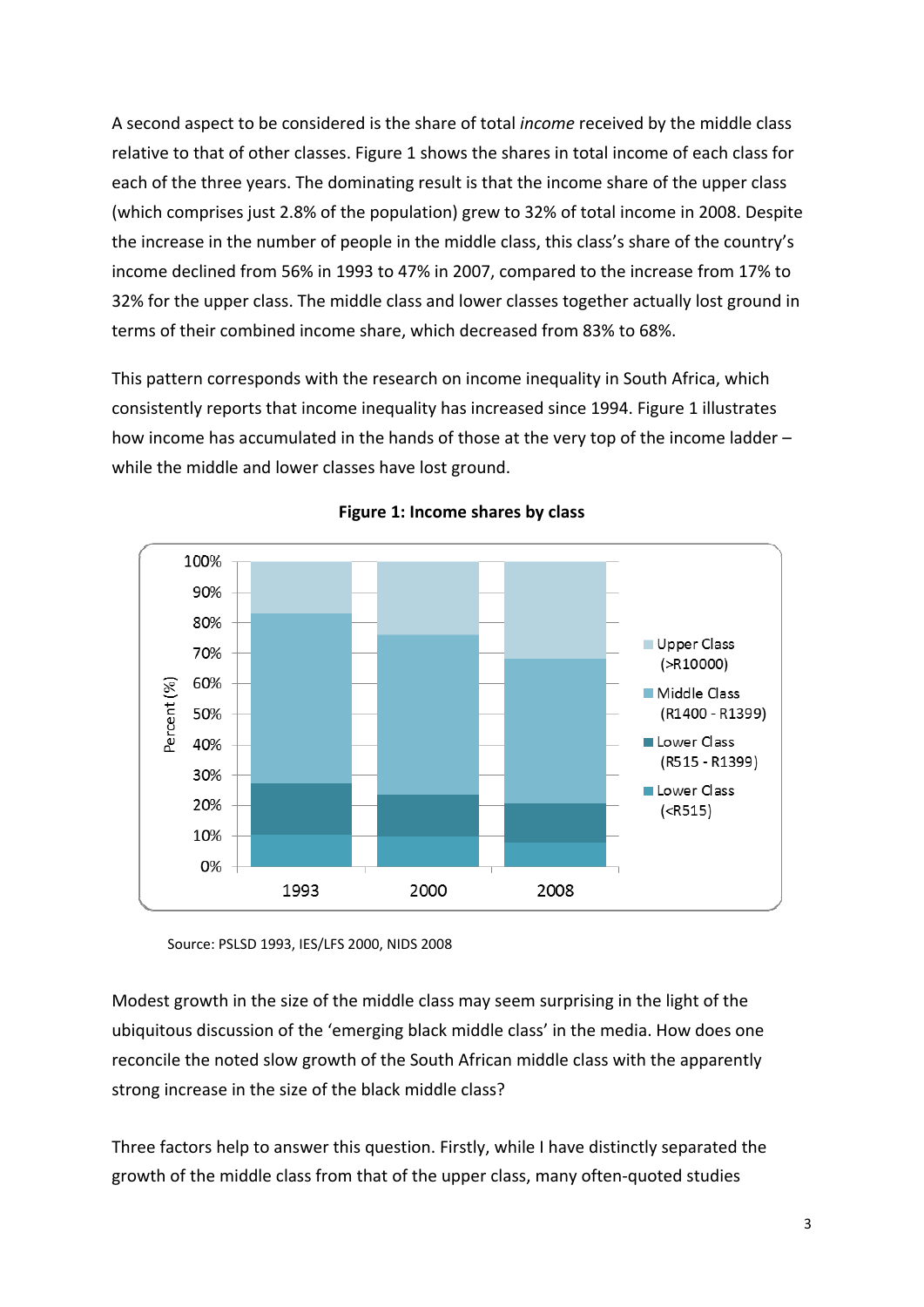A second aspect to be considered is the share of total *income* received by the middle class relative to that of other classes. Figure 1 shows the shares in total income of each class for each of the three years. The dominating result is that the income share of the upper class (which comprises just 2.8% of the population) grew to 32% of total income in 2008. Despite the increase in the number of people in the middle class, this class's share of the country's income declined from 56% in 1993 to 47% in 2007, compared to the increase from 17% to 32% for the upper class. The middle class and lower classes together actually lost ground in terms of their combined income share, which decreased from 83% to 68%.

This pattern corresponds with the research on income inequality in South Africa, which consistently reports that income inequality has increased since 1994. Figure 1 illustrates how income has accumulated in the hands of those at the very top of the income ladder – while the middle and lower classes have lost ground.

**Figure 1: Income shares by class**

Percent (%)

100%
90%
80%
70%
60%
50%
40%
30%
20%
10%
0%

1993
2000
2008

Upper Class (>R10000)
Middle Class (R1400 - R1399)
Lower Class (R515 - R1399)
Lower Class (<R515)

Source: PSLSD 1993, IES/LFS 2000, NIDS 2008

Modest growth in the size of the middle class may seem surprising in the light of the ubiquitous discussion of the 'emerging black middle class' in the media. How does one reconcile the noted slow growth of the South African middle class with the apparently strong increase in the size of the black middle class?

Three factors help to answer this question. Firstly, while I have distinctly separated the growth of the middle class from that of the upper class, many often-quoted studies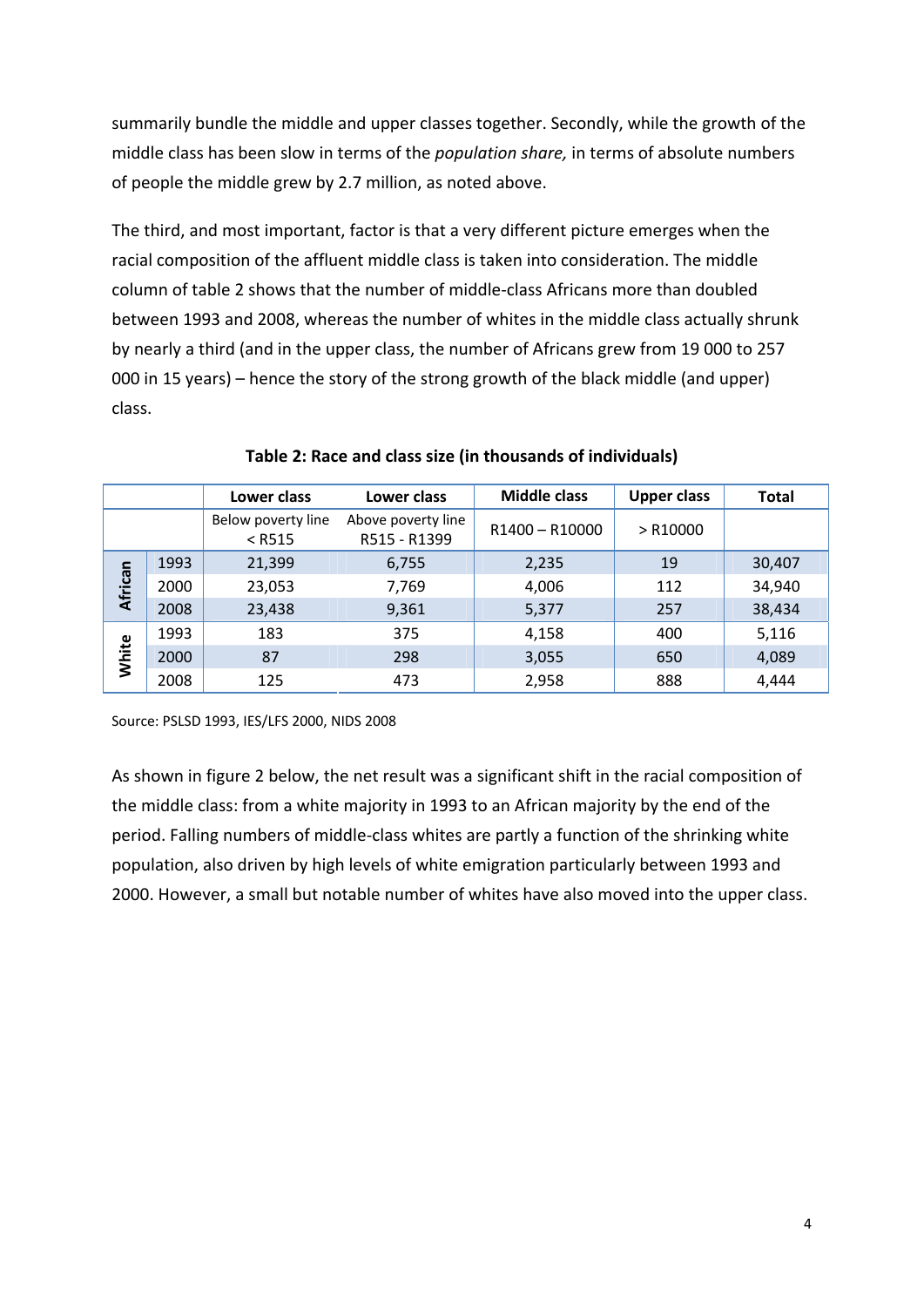summarily bundle the middle and upper classes together. Secondly, while the growth of the middle class has been slow in terms of the *population share,* in terms of absolute numbers of people the middle grew by 2.7 million, as noted above.

The third, and most important, factor is that a very different picture emerges when the racial composition of the affluent middle class is taken into consideration. The middle column of table 2 shows that the number of middle-class Africans more than doubled between 1993 and 2008, whereas the number of whites in the middle class actually shrunk by nearly a third (and in the upper class, the number of Africans grew from 19 000 to 257 000 in 15 years) – hence the story of the strong growth of the black middle (and upper) class.

**Table 2: Race and class size (in thousands of individuals)**

| | | Lower class | Lower class | Middle class | Upper class | Total |
|---|---|---|---|---|---|---|
| | | Below poverty line < R515 | Above poverty line R515 - R1399 | R1400 – R10000 | > R10000 | |
| African | 1993 | 21,399 | 6,755 | 2,235 | 19 | 30,407 |
| | 2000 | 23,053 | 7,769 | 4,006 | 112 | 34,940 |
| | 2008 | 23,438 | 9,361 | 5,377 | 257 | 38,434 |
| White | 1993 | 183 | 375 | 4,158 | 400 | 5,116 |
| | 2000 | 87 | 298 | 3,055 | 650 | 4,089 |
| | 2008 | 125 | 473 | 2,958 | 888 | 4,444 |

Source: PSLSD 1993, IES/LFS 2000, NIDS 2008

As shown in figure 2 below, the net result was a significant shift in the racial composition of the middle class: from a white majority in 1993 to an African majority by the end of the period. Falling numbers of middle-class whites are partly a function of the shrinking white population, also driven by high levels of white emigration particularly between 1993 and 2000. However, a small but notable number of whites have also moved into the upper class.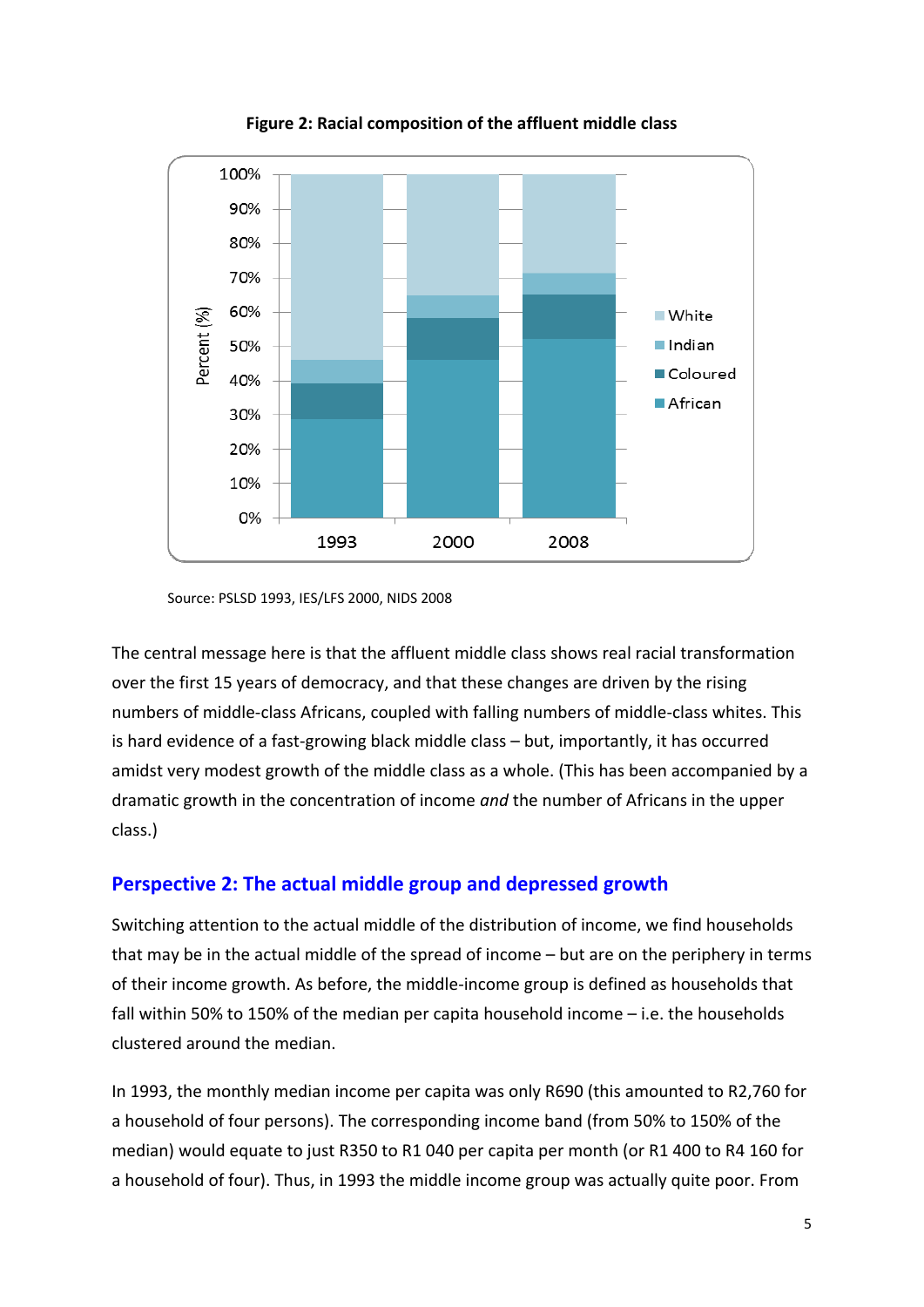**Figure 2: Racial composition of the affluent middle class**

100%
90%
80%
70%
60%
50%
40%
30%
20%
10%
0%

Percent (%)

1993
2000
2008

White
Indian
Coloured
African

Source: PSLSD 1993, IES/LFS 2000, NIDS 2008

The central message here is that the affluent middle class shows real racial transformation over the first 15 years of democracy, and that these changes are driven by the rising numbers of middle-class Africans, coupled with falling numbers of middle-class whites. This is hard evidence of a fast-growing black middle class – but, importantly, it has occurred amidst very modest growth of the middle class as a whole. (This has been accompanied by a dramatic growth in the concentration of income *and* the number of Africans in the upper class.)

## Perspective 2: The actual middle group and depressed growth

Switching attention to the actual middle of the distribution of income, we find households that may be in the actual middle of the spread of income – but are on the periphery in terms of their income growth. As before, the middle-income group is defined as households that fall within 50% to 150% of the median per capita household income – i.e. the households clustered around the median.

In 1993, the monthly median income per capita was only R690 (this amounted to R2,760 for a household of four persons). The corresponding income band (from 50% to 150% of the median) would equate to just R350 to R1 040 per capita per month (or R1 400 to R4 160 for a household of four). Thus, in 1993 the middle income group was actually quite poor. From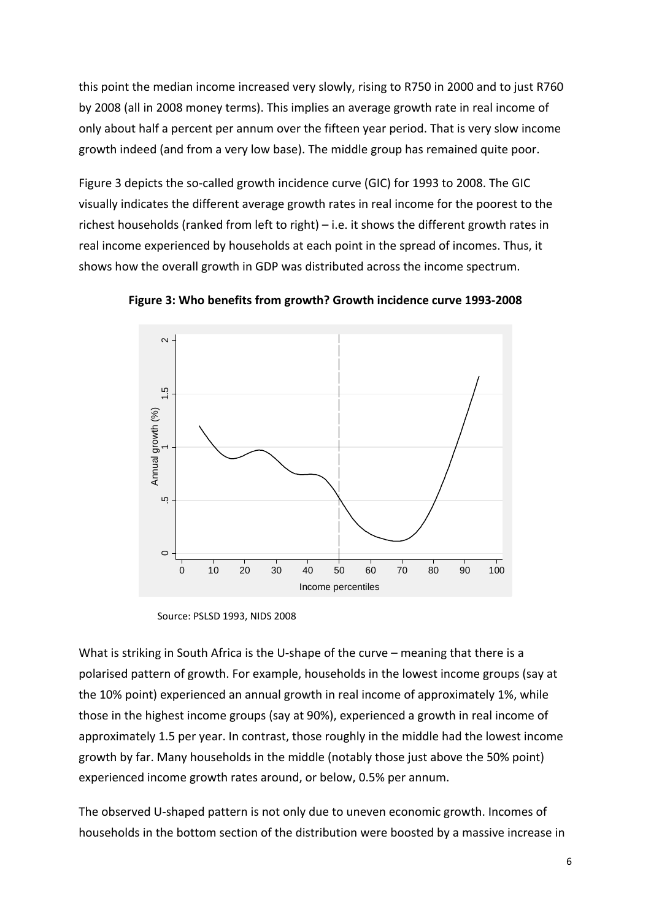this point the median income increased very slowly, rising to R750 in 2000 and to just R760 by 2008 (all in 2008 money terms). This implies an average growth rate in real income of only about half a percent per annum over the fifteen year period. That is very slow income growth indeed (and from a very low base). The middle group has remained quite poor.

Figure 3 depicts the so-called growth incidence curve (GIC) for 1993 to 2008. The GIC visually indicates the different average growth rates in real income for the poorest to the richest households (ranked from left to right) – i.e. it shows the different growth rates in real income experienced by households at each point in the spread of incomes. Thus, it shows how the overall growth in GDP was distributed across the income spectrum.

**Figure 3: Who benefits from growth? Growth incidence curve 1993-2008**

Annual growth (%)
0
.5
1
1.5
2

0 10 20 30 40 50 60 70 80 90 100
Income percentiles

Source: PSLSD 1993, NIDS 2008

What is striking in South Africa is the U-shape of the curve – meaning that there is a polarised pattern of growth. For example, households in the lowest income groups (say at the 10% point) experienced an annual growth in real income of approximately 1%, while those in the highest income groups (say at 90%), experienced a growth in real income of approximately 1.5 per year. In contrast, those roughly in the middle had the lowest income growth by far. Many households in the middle (notably those just above the 50% point) experienced income growth rates around, or below, 0.5% per annum.

The observed U-shaped pattern is not only due to uneven economic growth. Incomes of households in the bottom section of the distribution were boosted by a massive increase in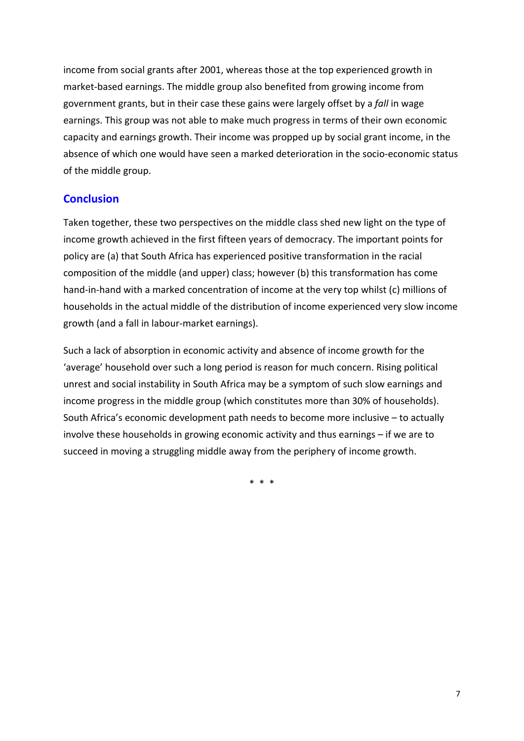income from social grants after 2001, whereas those at the top experienced growth in market-based earnings. The middle group also benefited from growing income from government grants, but in their case these gains were largely offset by a *fall* in wage earnings. This group was not able to make much progress in terms of their own economic capacity and earnings growth. Their income was propped up by social grant income, in the absence of which one would have seen a marked deterioration in the socio-economic status of the middle group.

## Conclusion

Taken together, these two perspectives on the middle class shed new light on the type of income growth achieved in the first fifteen years of democracy. The important points for policy are (a) that South Africa has experienced positive transformation in the racial composition of the middle (and upper) class; however (b) this transformation has come hand-in-hand with a marked concentration of income at the very top whilst (c) millions of households in the actual middle of the distribution of income experienced very slow income growth (and a fall in labour-market earnings).

Such a lack of absorption in economic activity and absence of income growth for the 'average' household over such a long period is reason for much concern. Rising political unrest and social instability in South Africa may be a symptom of such slow earnings and income progress in the middle group (which constitutes more than 30% of households). South Africa's economic development path needs to become more inclusive – to actually involve these households in growing economic activity and thus earnings – if we are to succeed in moving a struggling middle away from the periphery of income growth.

\* \* \*